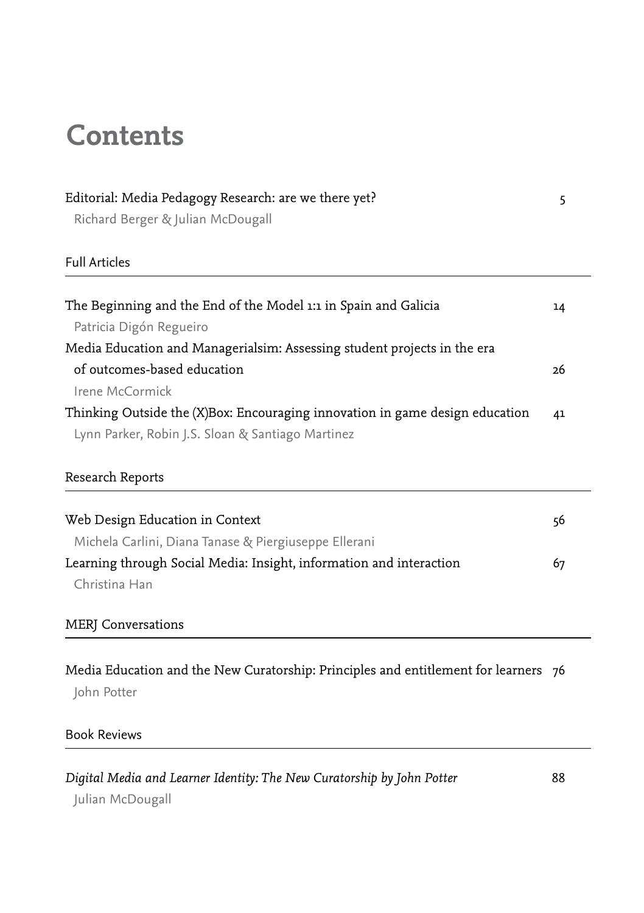# Contents

Editorial: Media Pedagogy Research: are we there yet? 5
Richard Berger & Julian McDougall

## Full Articles

The Beginning and the End of the Model 1:1 in Spain and Galicia 14
Patricia Digón Regueiro

Media Education and Managerialsim: Assessing student projects in the era of outcomes-based education 26
Irene McCormick

Thinking Outside the (X)Box: Encouraging innovation in game design education 41
Lynn Parker, Robin J.S. Sloan & Santiago Martinez

## Research Reports

Web Design Education in Context 56
Michela Carlini, Diana Tanase & Piergiuseppe Ellerani

Learning through Social Media: Insight, information and interaction 67
Christina Han

## MERJ Conversations

Media Education and the New Curatorship: Principles and entitlement for learners 76
John Potter

## Book Reviews

*Digital Media and Learner Identity: The New Curatorship by John Potter* 88
Julian McDougall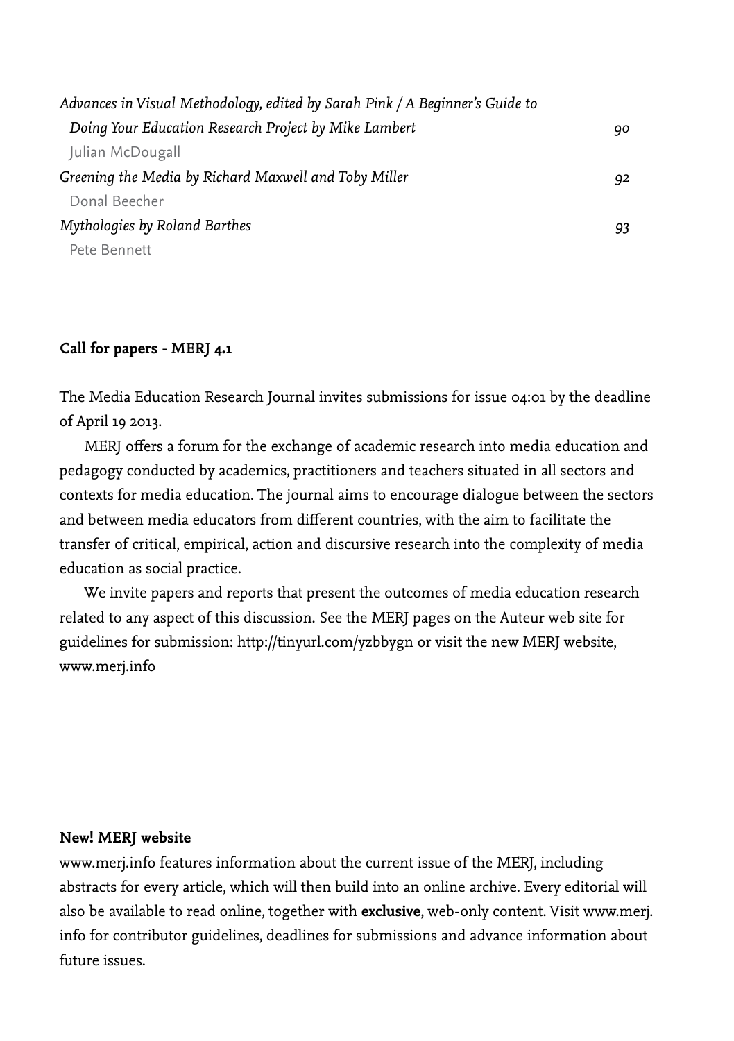*Advances in Visual Methodology, edited by Sarah Pink / A Beginner's Guide to Doing Your Education Research Project by Mike Lambert* 90
Julian McDougall

*Greening the Media by Richard Maxwell and Toby Miller* 92
Donal Beecher

*Mythologies by Roland Barthes* 93
Pete Bennett

---

**Call for papers - MERJ 4.1**

The Media Education Research Journal invites submissions for issue 04:01 by the deadline of April 19 2013.

MERJ offers a forum for the exchange of academic research into media education and pedagogy conducted by academics, practitioners and teachers situated in all sectors and contexts for media education. The journal aims to encourage dialogue between the sectors and between media educators from different countries, with the aim to facilitate the transfer of critical, empirical, action and discursive research into the complexity of media education as social practice.

We invite papers and reports that present the outcomes of media education research related to any aspect of this discussion. See the MERJ pages on the Auteur web site for guidelines for submission: http://tinyurl.com/yzbbygn or visit the new MERJ website, www.merj.info

**New! MERJ website**

www.merj.info features information about the current issue of the MERJ, including abstracts for every article, which will then build into an online archive. Every editorial will also be available to read online, together with **exclusive**, web-only content. Visit www.merj.info for contributor guidelines, deadlines for submissions and advance information about future issues.